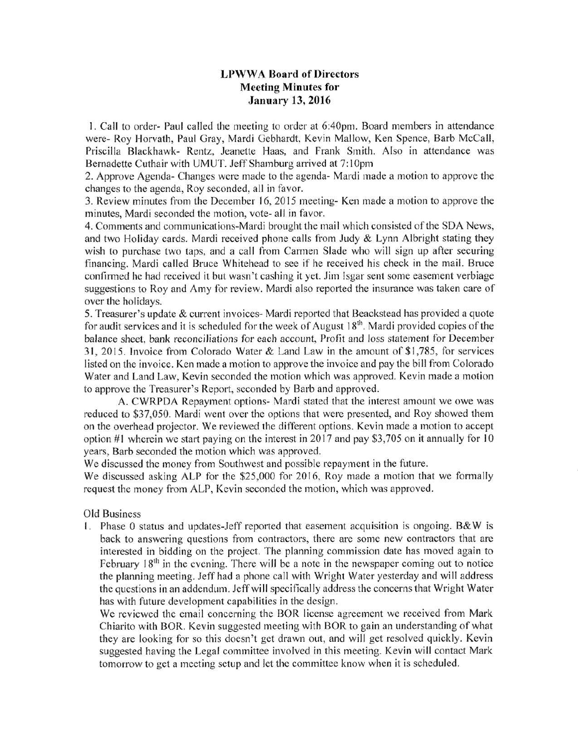# LPWWA Board of Directors
## Meeting Minutes for
## January 13, 2016

1. Call to order- Paul called the meeting to order at 6:40pm. Board members in attendance were- Roy Horvath, Paul Gray, Mardi Gebhardt, Kevin Mallow, Ken Spence, Barb McCall, Priscilla Blackhawk- Rentz, Jeanette Haas, and Frank Smith. Also in attendance was Bernadette Cuthair with UMUT. Jeff Shamburg arrived at 7:10pm
2. Approve Agenda- Changes were made to the agenda- Mardi made a motion to approve the changes to the agenda, Roy seconded, all in favor.
3. Review minutes from the December 16, 2015 meeting- Ken made a motion to approve the minutes, Mardi seconded the motion, vote- all in favor.
4. Comments and communications-Mardi brought the mail which consisted of the SDA News, and two Holiday cards. Mardi received phone calls from Judy & Lynn Albright stating they wish to purchase two taps, and a call from Carmen Slade who will sign up after securing financing. Mardi called Bruce Whitehead to see if he received his check in the mail. Bruce confirmed he had received it but wasn't cashing it yet. Jim Isgar sent some easement verbiage suggestions to Roy and Amy for review. Mardi also reported the insurance was taken care of over the holidays.
5. Treasurer's update & current invoices- Mardi reported that Beackstead has provided a quote for audit services and it is scheduled for the week of August 18th. Mardi provided copies of the balance sheet, bank reconciliations for each account, Profit and loss statement for December 31, 2015. Invoice from Colorado Water & Land Law in the amount of $1,785, for services listed on the invoice. Ken made a motion to approve the invoice and pay the bill from Colorado Water and Land Law, Kevin seconded the motion which was approved. Kevin made a motion to approve the Treasurer's Report, seconded by Barb and approved.

   A. CWRPDA Repayment options- Mardi stated that the interest amount we owe was reduced to $37,050. Mardi went over the options that were presented, and Roy showed them on the overhead projector. We reviewed the different options. Kevin made a motion to accept option #1 wherein we start paying on the interest in 2017 and pay $3,705 on it annually for 10 years, Barb seconded the motion which was approved.

   We discussed the money from Southwest and possible repayment in the future.

   We discussed asking ALP for the $25,000 for 2016, Roy made a motion that we formally request the money from ALP, Kevin seconded the motion, which was approved.

Old Business

1. Phase 0 status and updates-Jeff reported that easement acquisition is ongoing. B&W is back to answering questions from contractors, there are some new contractors that are interested in bidding on the project. The planning commission date has moved again to February 18th in the evening. There will be a note in the newspaper coming out to notice the planning meeting. Jeff had a phone call with Wright Water yesterday and will address the questions in an addendum. Jeff will specifically address the concerns that Wright Water has with future development capabilities in the design.

   We reviewed the email concerning the BOR license agreement we received from Mark Chiarito with BOR. Kevin suggested meeting with BOR to gain an understanding of what they are looking for so this doesn't get drawn out, and will get resolved quickly. Kevin suggested having the Legal committee involved in this meeting. Kevin will contact Mark tomorrow to get a meeting setup and let the committee know when it is scheduled.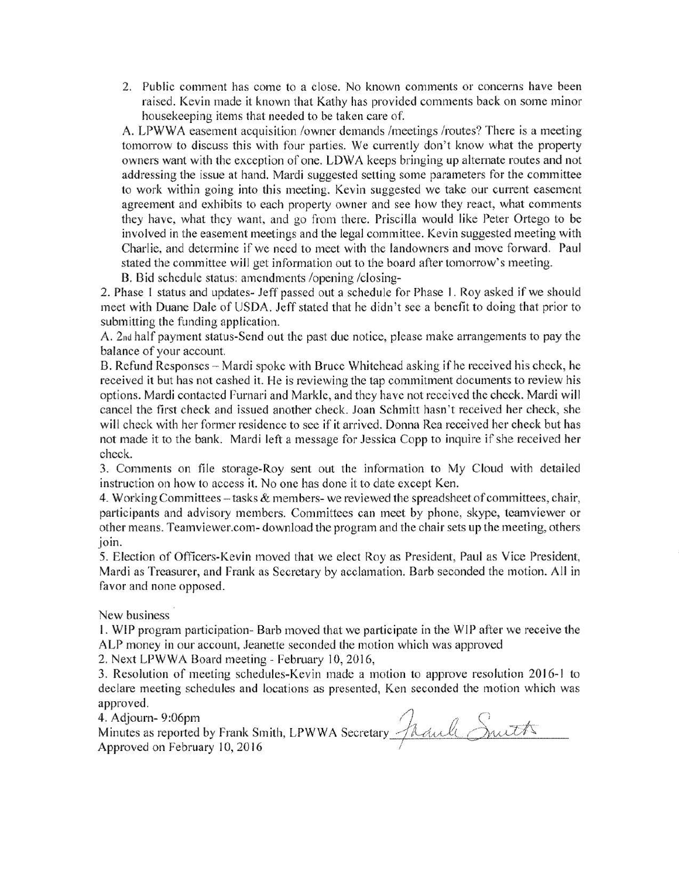2. Public comment has come to a close. No known comments or concerns have been raised. Kevin made it known that Kathy has provided comments back on some minor housekeeping items that needed to be taken care of.

A. LPWWA easement acquisition /owner demands /meetings /routes? There is a meeting tomorrow to discuss this with four parties. We currently don't know what the property owners want with the exception of one. LDWA keeps bringing up alternate routes and not addressing the issue at hand. Mardi suggested setting some parameters for the committee to work within going into this meeting. Kevin suggested we take our current easement agreement and exhibits to each property owner and see how they react, what comments they have, what they want, and go from there. Priscilla would like Peter Ortego to be involved in the easement meetings and the legal committee. Kevin suggested meeting with Charlie, and determine if we need to meet with the landowners and move forward. Paul stated the committee will get information out to the board after tomorrow's meeting.

B. Bid schedule status: amendments /opening /closing-

2. Phase 1 status and updates- Jeff passed out a schedule for Phase 1. Roy asked if we should meet with Duane Dale of USDA. Jeff stated that he didn't see a benefit to doing that prior to submitting the funding application.

A. 2nd half payment status-Send out the past due notice, please make arrangements to pay the balance of your account.

B. Refund Responses – Mardi spoke with Bruce Whitehead asking if he received his check, he received it but has not cashed it. He is reviewing the tap commitment documents to review his options. Mardi contacted Furnari and Markle, and they have not received the check. Mardi will cancel the first check and issued another check. Joan Schmitt hasn't received her check, she will check with her former residence to see if it arrived. Donna Rea received her check but has not made it to the bank. Mardi left a message for Jessica Copp to inquire if she received her check.

3. Comments on file storage-Roy sent out the information to My Cloud with detailed instruction on how to access it. No one has done it to date except Ken.

4. Working Committees – tasks & members- we reviewed the spreadsheet of committees, chair, participants and advisory members. Committees can meet by phone, skype, teamviewer or other means. Teamviewer.com- download the program and the chair sets up the meeting, others join.

5. Election of Officers-Kevin moved that we elect Roy as President, Paul as Vice President, Mardi as Treasurer, and Frank as Secretary by acclamation. Barb seconded the motion. All in favor and none opposed.

New business

1. WIP program participation- Barb moved that we participate in the WIP after we receive the ALP money in our account, Jeanette seconded the motion which was approved

2. Next LPWWA Board meeting - February 10, 2016,

3. Resolution of meeting schedules-Kevin made a motion to approve resolution 2016-1 to declare meeting schedules and locations as presented, Ken seconded the motion which was approved.

4. Adjourn- 9:06pm

Minutes as reported by Frank Smith, LPWWA Secretary *Frank Smith*

Approved on February 10, 2016